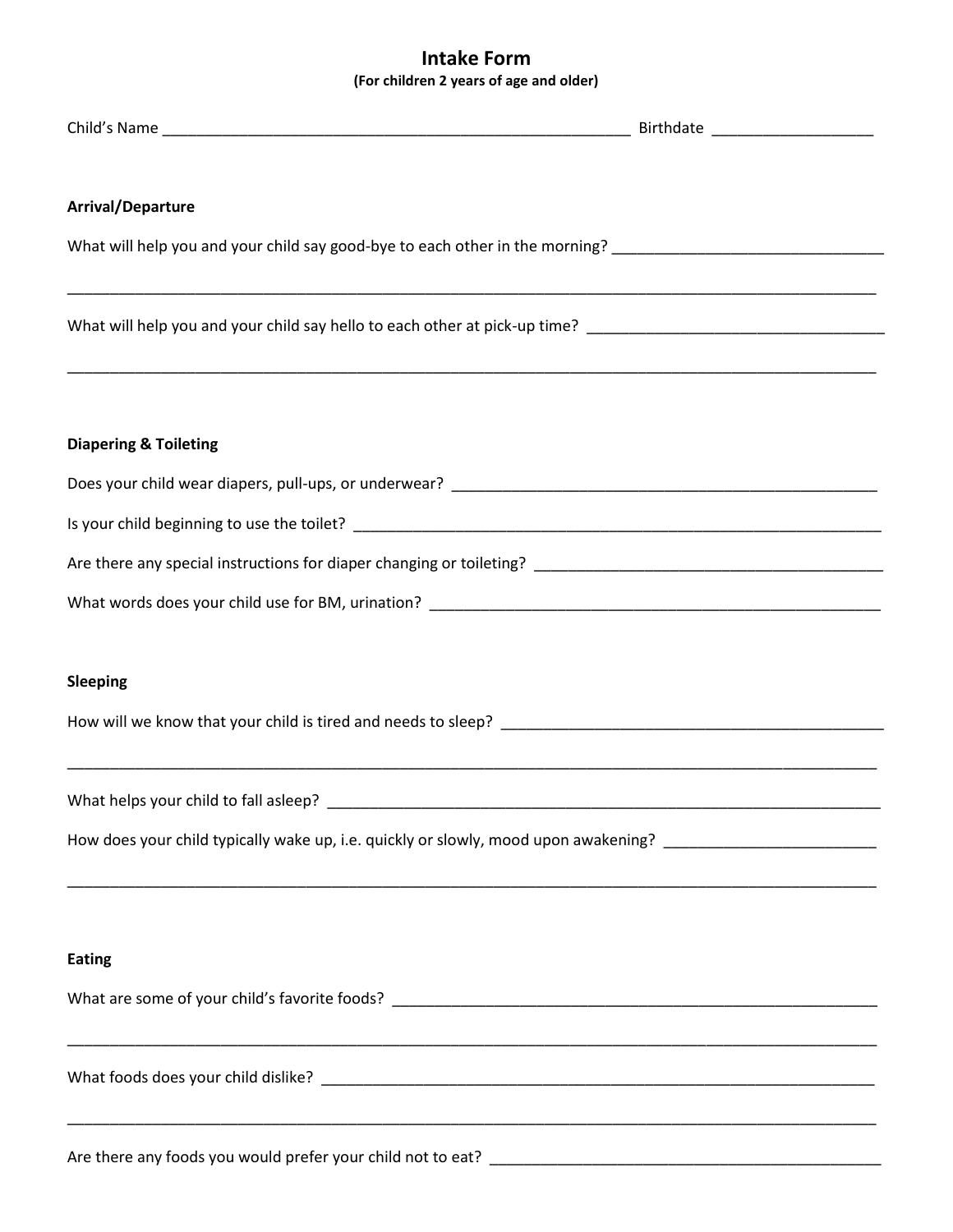# Intake Form

**(For children 2 years of age and older)**

Child's Name ________________________________________________________ Birthdate ___________________

### Arrival/Departure

What will help you and your child say good-bye to each other in the morning? _______________________________

_______________________________________________________________________________________________

What will help you and your child say hello to each other at pick-up time? __________________________________

_______________________________________________________________________________________________

### Diapering & Toileting

Does your child wear diapers, pull-ups, or underwear? ___________________________________________________

Is your child beginning to use the toilet? _____________________________________________________________

Are there any special instructions for diaper changing or toileting? ________________________________________

What words does your child use for BM, urination? _____________________________________________________

### Sleeping

How will we know that your child is tired and needs to sleep? _____________________________________________

_______________________________________________________________________________________________

What helps your child to fall asleep? _________________________________________________________________

How does your child typically wake up, i.e. quickly or slowly, mood upon awakening? ________________________

_______________________________________________________________________________________________

### Eating

What are some of your child's favorite foods? _________________________________________________________

_______________________________________________________________________________________________

What foods does your child dislike? _________________________________________________________________

_______________________________________________________________________________________________

Are there any foods you would prefer your child not to eat? ______________________________________________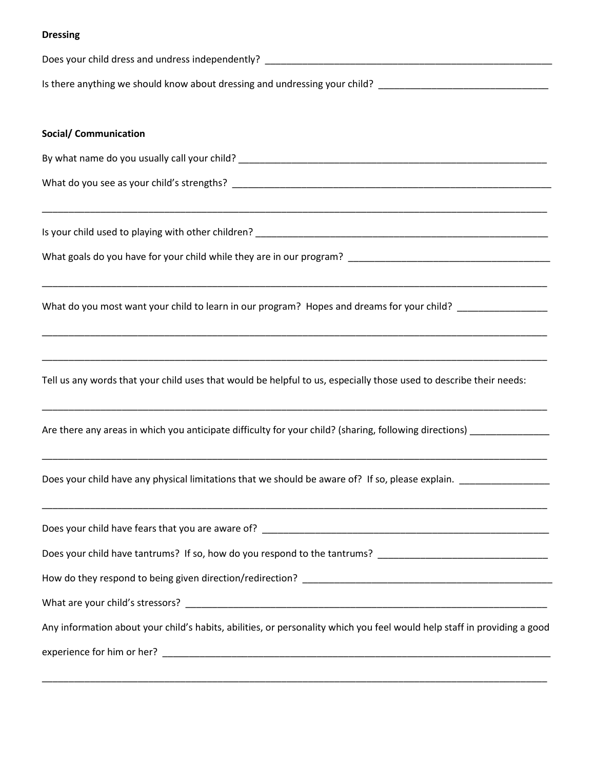**Dressing**

Does your child dress and undress independently? ___________________________________________________________

Is there anything we should know about dressing and undressing your child? _________________________________

**Social/ Communication**

By what name do you usually call your child? ____________________________________________________________

What do you see as your child's strengths? _______________________________________________________________

_____________________________________________________________________________________________________

Is your child used to playing with other children? ____________________________________________________________

What goals do you have for your child while they are in our program? _______________________________________

_____________________________________________________________________________________________________

What do you most want your child to learn in our program? Hopes and dreams for your child? _________________

_____________________________________________________________________________________________________

_____________________________________________________________________________________________________

Tell us any words that your child uses that would be helpful to us, especially those used to describe their needs:

_____________________________________________________________________________________________________

Are there any areas in which you anticipate difficulty for your child? (sharing, following directions) _______________

_____________________________________________________________________________________________________

Does your child have any physical limitations that we should be aware of? If so, please explain. _________________

_____________________________________________________________________________________________________

Does your child have fears that you are aware of? ___________________________________________________________

Does your child have tantrums? If so, how do you respond to the tantrums? _________________________________

How do they respond to being given direction/redirection? _________________________________________________

What are your child's stressors? ________________________________________________________________________

Any information about your child's habits, abilities, or personality which you feel would help staff in providing a good experience for him or her? ______________________________________________________________________________

_____________________________________________________________________________________________________